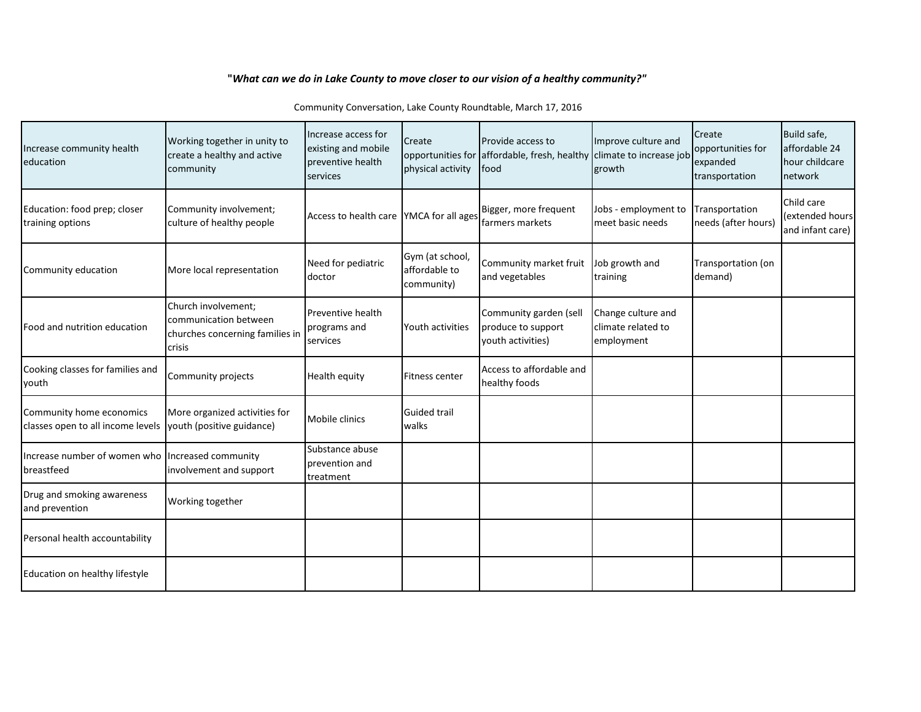**"*What can we do in Lake County to move closer to our vision of a healthy community?*"**

Community Conversation, Lake County Roundtable, March 17, 2016

| Increase community health education | Working together in unity to create a healthy and active community | Increase access for existing and mobile preventive health services | Create opportunities for physical activity | Provide access to affordable, fresh, healthy food | Improve culture and climate to increase job growth | Create opportunities for expanded transportation | Build safe, affordable 24 hour childcare network |
|---|---|---|---|---|---|---|---|
| Education: food prep; closer training options | Community involvement; culture of healthy people | Access to health care | YMCA for all ages | Bigger, more frequent farmers markets | Jobs - employment to meet basic needs | Transportation needs (after hours) | Child care (extended hours and infant care) |
| Community education | More local representation | Need for pediatric doctor | Gym (at school, affordable to community) | Community market fruit and vegetables | Job growth and training | Transportation (on demand) | |
| Food and nutrition education | Church involvement; communication between churches concerning families in crisis | Preventive health programs and services | Youth activities | Community garden (sell produce to support youth activities) | Change culture and climate related to employment | | |
| Cooking classes for families and youth | Community projects | Health equity | Fitness center | Access to affordable and healthy foods | | | |
| Community home economics classes open to all income levels | More organized activities for youth (positive guidance) | Mobile clinics | Guided trail walks | | | | |
| Increase number of women who breastfeed | Increased community involvement and support | Substance abuse prevention and treatment | | | | | |
| Drug and smoking awareness and prevention | Working together | | | | | | |
| Personal health accountability | | | | | | | |
| Education on healthy lifestyle | | | | | | | |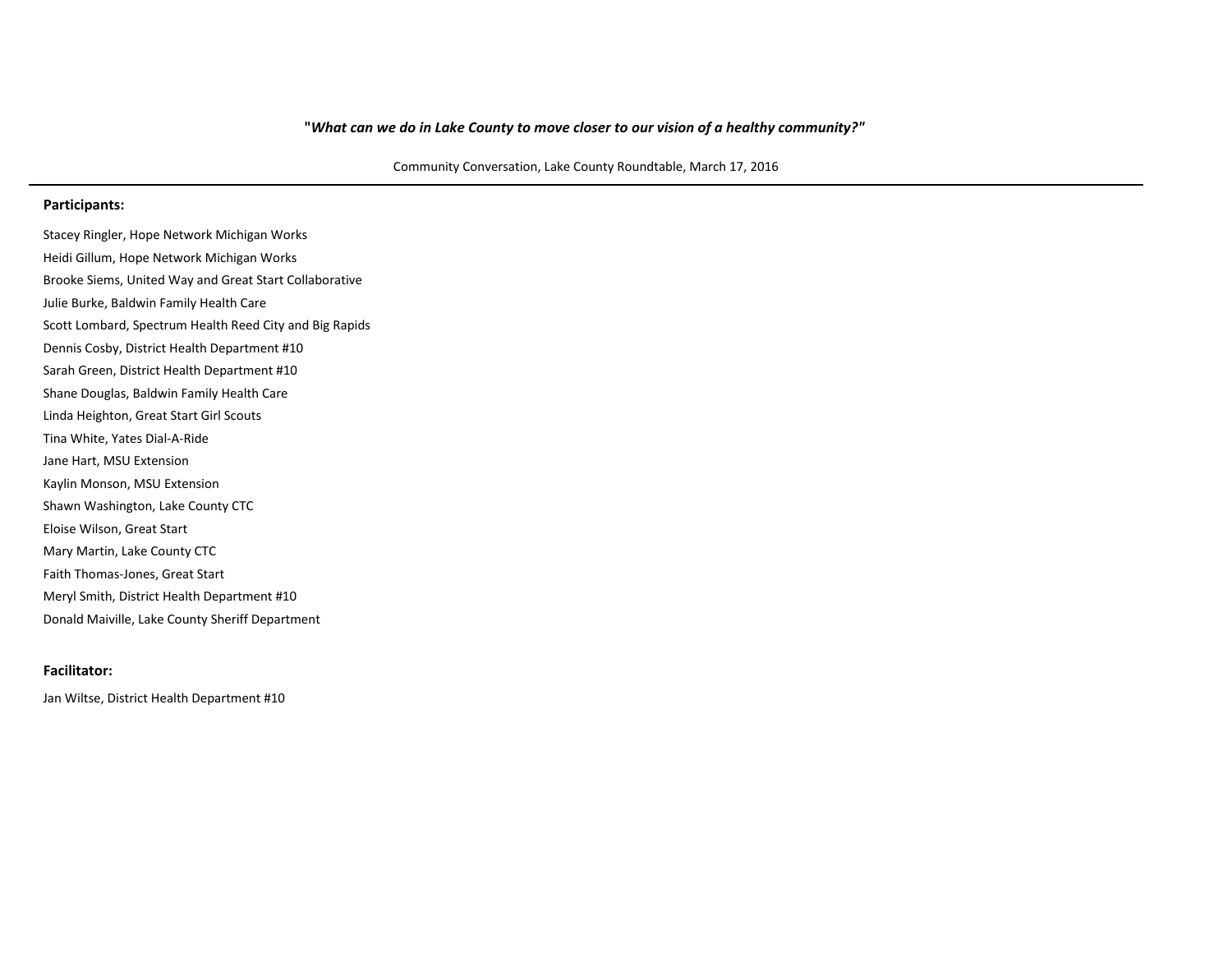**"*What can we do in Lake County to move closer to our vision of a healthy community?*"**

Community Conversation, Lake County Roundtable, March 17, 2016

---

**Participants:**

Stacey Ringler, Hope Network Michigan Works

Heidi Gillum, Hope Network Michigan Works

Brooke Siems, United Way and Great Start Collaborative

Julie Burke, Baldwin Family Health Care

Scott Lombard, Spectrum Health Reed City and Big Rapids

Dennis Cosby, District Health Department #10

Sarah Green, District Health Department #10

Shane Douglas, Baldwin Family Health Care

Linda Heighton, Great Start Girl Scouts

Tina White, Yates Dial-A-Ride

Jane Hart, MSU Extension

Kaylin Monson, MSU Extension

Shawn Washington, Lake County CTC

Eloise Wilson, Great Start

Mary Martin, Lake County CTC

Faith Thomas-Jones, Great Start

Meryl Smith, District Health Department #10

Donald Maiville, Lake County Sheriff Department

**Facilitator:**

Jan Wiltse, District Health Department #10